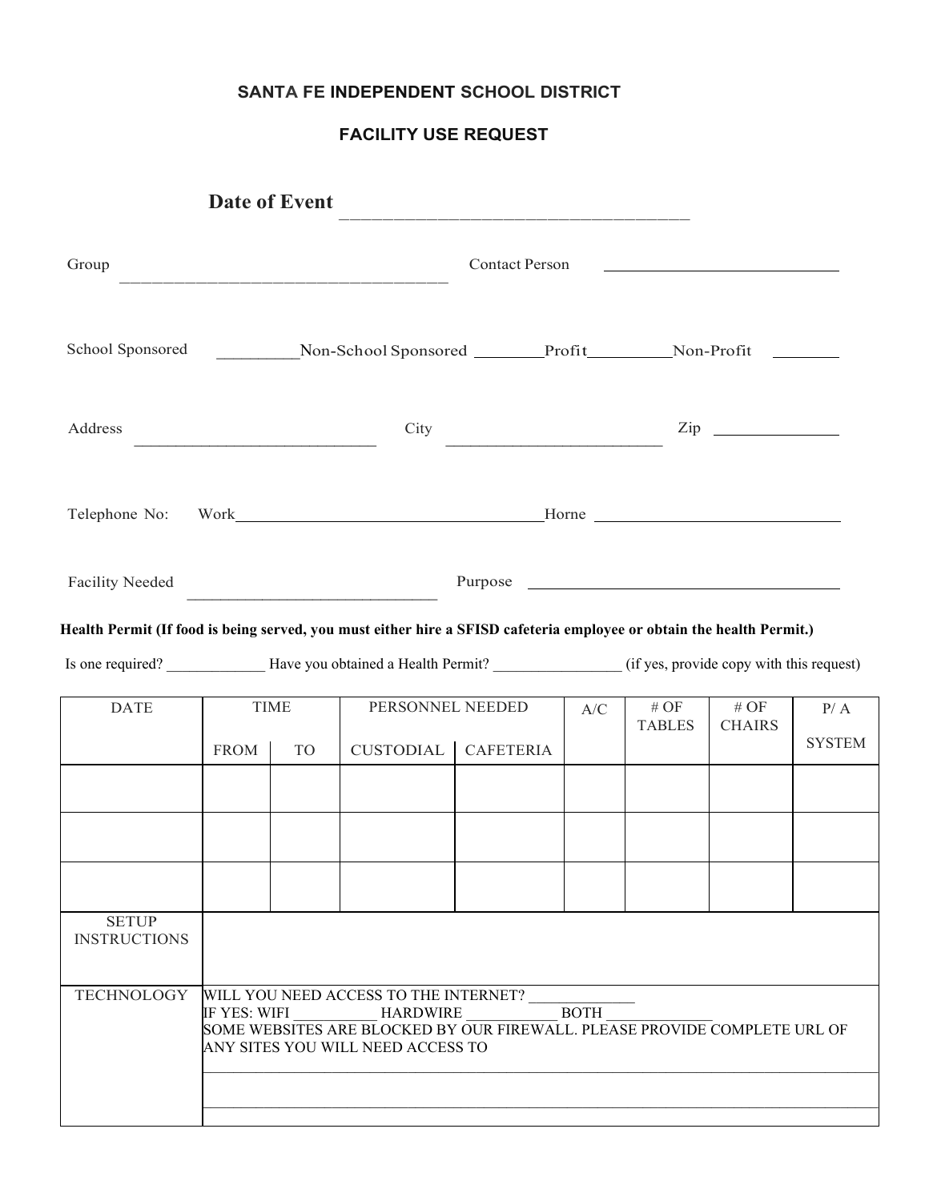**SANTA FE INDEPENDENT SCHOOL DISTRICT**

**FACILITY USE REQUEST**

**Date of Event** ____________________________________

Group ____________________________________ Contact Person ____________________________

School Sponsored __________ Non-School Sponsored ________ Profit __________ Non-Profit ________

Address ____________________________ City __________________________ Zip _______________

Telephone No: Work ____________________________________ Horne ____________________________

Facility Needed ____________________________ Purpose ______________________________________

**Health Permit (If food is being served, you must either hire a SFISD cafeteria employee or obtain the health Permit.)**

Is one required? _____________ Have you obtained a Health Permit? ________________ (if yes, provide copy with this request)

| DATE | TIME | | PERSONNEL NEEDED | | A/C | # OF TABLES | # OF CHAIRS | P/ A SYSTEM |
|---|---|---|---|---|---|---|---|---|
| | FROM | TO | CUSTODIAL | CAFETERIA | | | | |
| | | | | | | | | |
| | | | | | | | | |
| | | | | | | | | |
| SETUP INSTRUCTIONS | | | | | | | | |
| TECHNOLOGY | WILL YOU NEED ACCESS TO THE INTERNET? _____________<br>IF YES: WIFI __________ HARDWIRE ___________ BOTH ______________<br>SOME WEBSITES ARE BLOCKED BY OUR FIREWALL. PLEASE PROVIDE COMPLETE URL OF ANY SITES YOU WILL NEED ACCESS TO | | | | | | | |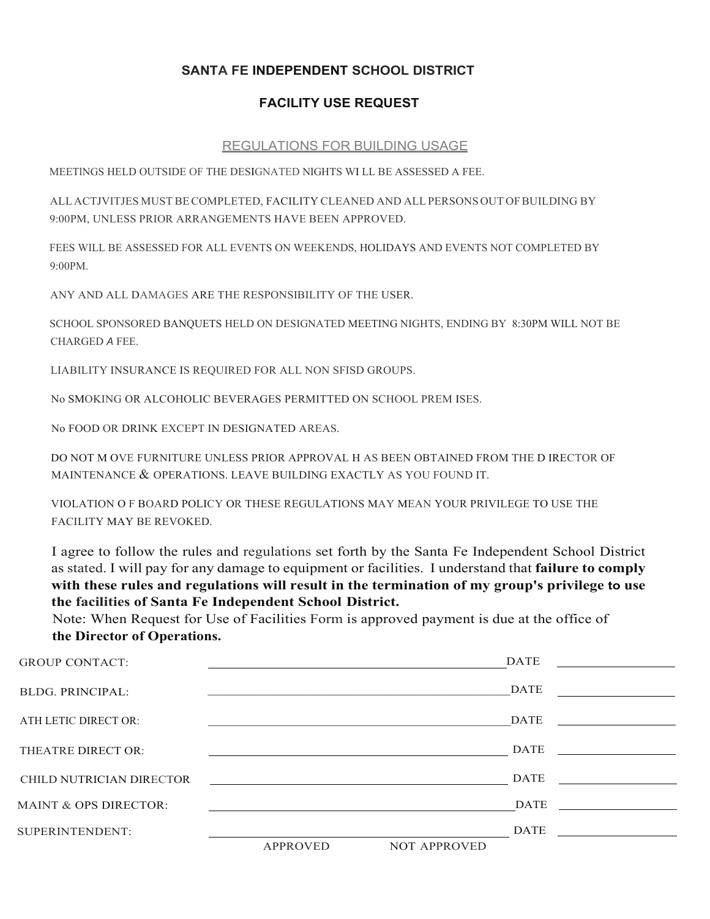## SANTA FE INDEPENDENT SCHOOL DISTRICT

## FACILITY USE REQUEST

### REGULATIONS FOR BUILDING USAGE

MEETINGS HELD OUTSIDE OF THE DESIGNATED NIGHTS WI LL BE ASSESSED A FEE.

ALL ACTJVITJES MUST BE COMPLETED, FACILITY CLEANED AND ALL PERSONS OUT OF BUILDING BY 9:00PM, UNLESS PRIOR ARRANGEMENTS HAVE BEEN APPROVED.

FEES WILL BE ASSESSED FOR ALL EVENTS ON WEEKENDS, HOLIDAYS AND EVENTS NOT COMPLETED BY 9:00PM.

ANY AND ALL DAMAGES ARE THE RESPONSIBILITY OF THE USER.

SCHOOL SPONSORED BANQUETS HELD ON DESIGNATED MEETING NIGHTS, ENDING BY 8:30PM WILL NOT BE CHARGED *A* FEE.

LIABILITY INSURANCE IS REQUIRED FOR ALL NON SFISD GROUPS.

No SMOKING OR ALCOHOLIC BEVERAGES PERMITTED ON SCHOOL PREM ISES.

No FOOD OR DRINK EXCEPT IN DESIGNATED AREAS.

DO NOT M OVE FURNITURE UNLESS PRIOR APPROVAL H AS BEEN OBTAINED FROM THE D IRECTOR OF MAINTENANCE & OPERATIONS. LEAVE BUILDING EXACTLY AS YOU FOUND IT.

VIOLATION O F BOARD POLICY OR THESE REGULATIONS MAY MEAN YOUR PRIVILEGE TO USE THE FACILITY MAY BE REVOKED.

I agree to follow the rules and regulations set forth by the Santa Fe Independent School District as stated. I will pay for any damage to equipment or facilities. I understand that **failure to comply with these rules and regulations will result in the termination of my group's privilege to use the facilities of Santa Fe Independent School District.**

Note: When Request for Use of Facilities Form is approved payment is due at the office of **the Director of Operations.**

GROUP CONTACT: ______________________________ DATE ____________

BLDG. PRINCIPAL: ______________________________ DATE ____________

ATH LETIC DIRECT OR: ______________________________ DATE ____________

THEATRE DIRECT OR: ______________________________ DATE ____________

CHILD NUTRICIAN DIRECTOR ______________________________ DATE ____________

MAINT & OPS DIRECTOR: ______________________________ DATE ____________

SUPERINTENDENT: ______________________________ DATE ____________

APPROVED NOT APPROVED